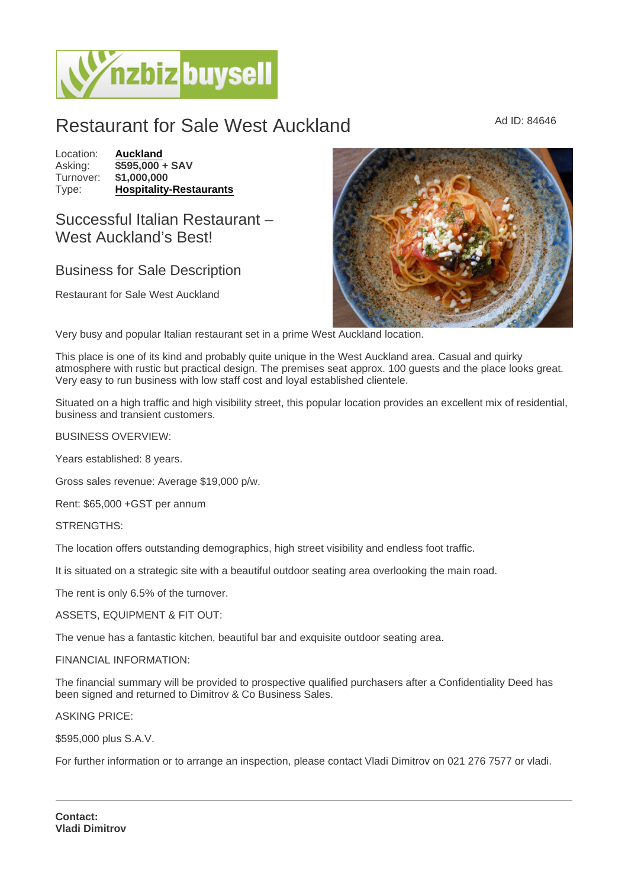# Restaurant for Sale West Auckland

Ad ID: 84646

| | |
|---|---|
| Location: | **Auckland** |
| Asking: | **$595,000 + SAV** |
| Turnover: | **$1,000,000** |
| Type: | **Hospitality-Restaurants** |

## Successful Italian Restaurant – West Auckland's Best!

## Business for Sale Description

Restaurant for Sale West Auckland

Very busy and popular Italian restaurant set in a prime West Auckland location.

This place is one of its kind and probably quite unique in the West Auckland area. Casual and quirky atmosphere with rustic but practical design. The premises seat approx. 100 guests and the place looks great. Very easy to run business with low staff cost and loyal established clientele.

Situated on a high traffic and high visibility street, this popular location provides an excellent mix of residential, business and transient customers.

BUSINESS OVERVIEW:

Years established: 8 years.

Gross sales revenue: Average $19,000 p/w.

Rent: $65,000 +GST per annum

STRENGTHS:

The location offers outstanding demographics, high street visibility and endless foot traffic.

It is situated on a strategic site with a beautiful outdoor seating area overlooking the main road.

The rent is only 6.5% of the turnover.

ASSETS, EQUIPMENT & FIT OUT:

The venue has a fantastic kitchen, beautiful bar and exquisite outdoor seating area.

FINANCIAL INFORMATION:

The financial summary will be provided to prospective qualified purchasers after a Confidentiality Deed has been signed and returned to Dimitrov & Co Business Sales.

ASKING PRICE:

$595,000 plus S.A.V.

For further information or to arrange an inspection, please contact Vladi Dimitrov on 021 276 7577 or vladi.

---

**Contact:**
**Vladi Dimitrov**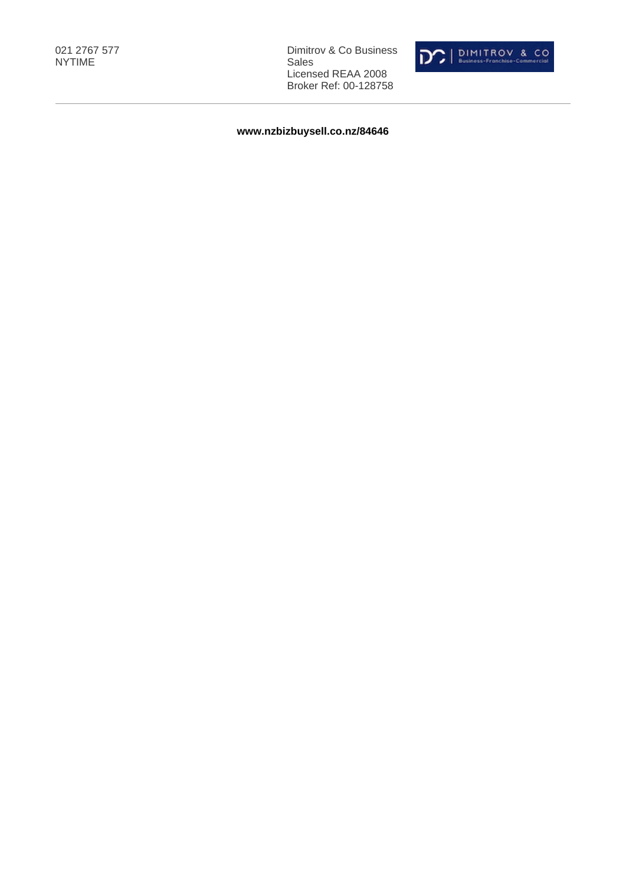021 2767 577
NYTIME

Dimitrov & Co Business Sales
Licensed REAA 2008
Broker Ref: 00-128758

DIMITROV & CO
Business-Franchise-Commercial

---

**www.nzbizbuysell.co.nz/84646**